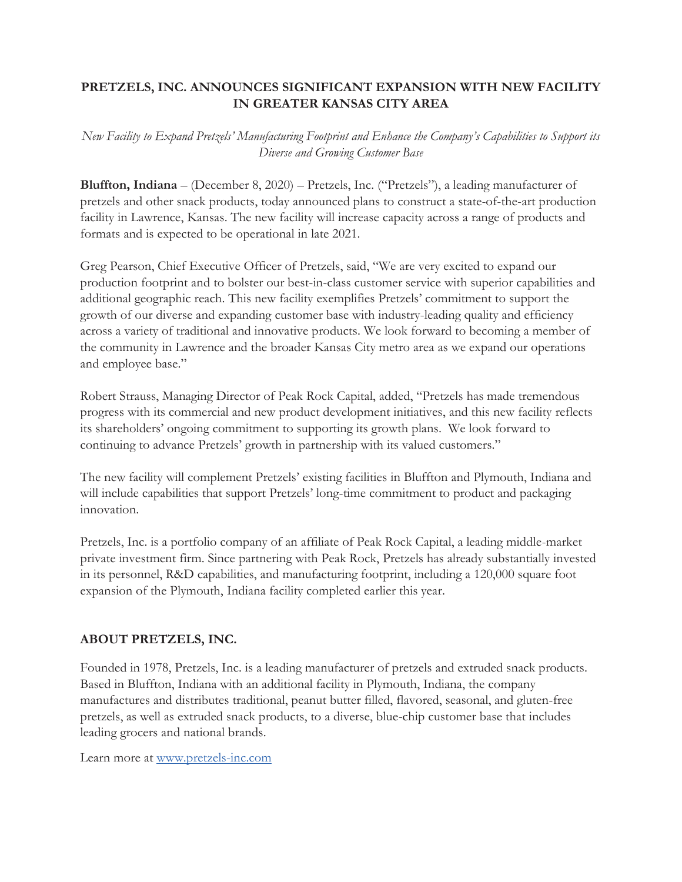# PRETZELS, INC. ANNOUNCES SIGNIFICANT EXPANSION WITH NEW FACILITY IN GREATER KANSAS CITY AREA

*New Facility to Expand Pretzels' Manufacturing Footprint and Enhance the Company's Capabilities to Support its Diverse and Growing Customer Base*

**Bluffton, Indiana** – (December 8, 2020) – Pretzels, Inc. ("Pretzels"), a leading manufacturer of pretzels and other snack products, today announced plans to construct a state-of-the-art production facility in Lawrence, Kansas. The new facility will increase capacity across a range of products and formats and is expected to be operational in late 2021.

Greg Pearson, Chief Executive Officer of Pretzels, said, "We are very excited to expand our production footprint and to bolster our best-in-class customer service with superior capabilities and additional geographic reach. This new facility exemplifies Pretzels' commitment to support the growth of our diverse and expanding customer base with industry-leading quality and efficiency across a variety of traditional and innovative products. We look forward to becoming a member of the community in Lawrence and the broader Kansas City metro area as we expand our operations and employee base."

Robert Strauss, Managing Director of Peak Rock Capital, added, "Pretzels has made tremendous progress with its commercial and new product development initiatives, and this new facility reflects its shareholders' ongoing commitment to supporting its growth plans. We look forward to continuing to advance Pretzels' growth in partnership with its valued customers."

The new facility will complement Pretzels' existing facilities in Bluffton and Plymouth, Indiana and will include capabilities that support Pretzels' long-time commitment to product and packaging innovation.

Pretzels, Inc. is a portfolio company of an affiliate of Peak Rock Capital, a leading middle-market private investment firm. Since partnering with Peak Rock, Pretzels has already substantially invested in its personnel, R&D capabilities, and manufacturing footprint, including a 120,000 square foot expansion of the Plymouth, Indiana facility completed earlier this year.

## ABOUT PRETZELS, INC.

Founded in 1978, Pretzels, Inc. is a leading manufacturer of pretzels and extruded snack products. Based in Bluffton, Indiana with an additional facility in Plymouth, Indiana, the company manufactures and distributes traditional, peanut butter filled, flavored, seasonal, and gluten-free pretzels, as well as extruded snack products, to a diverse, blue-chip customer base that includes leading grocers and national brands.

Learn more at [www.pretzels-inc.com](http://www.pretzels-inc.com)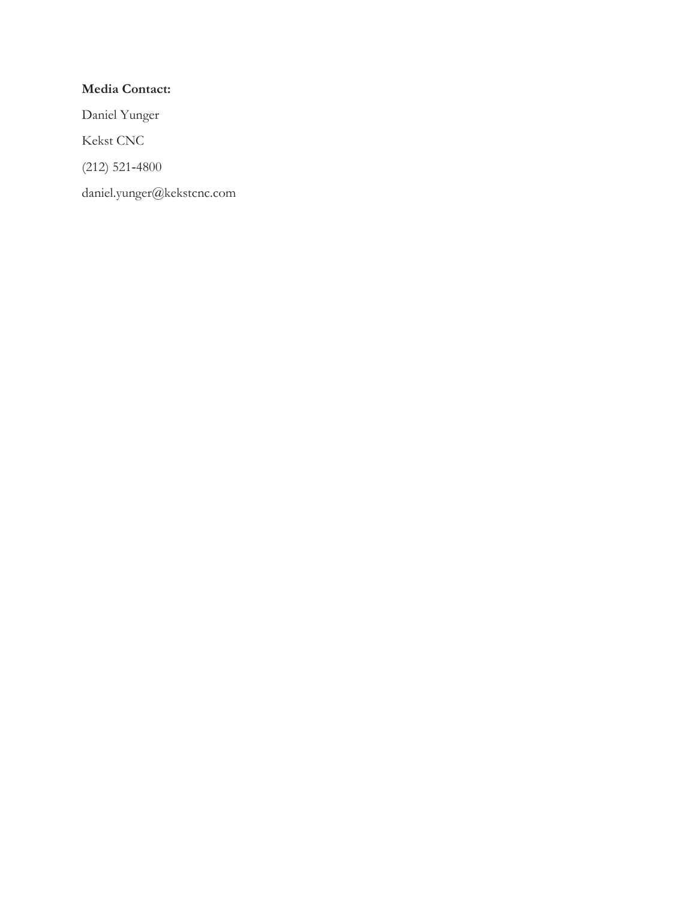**Media Contact:**

Daniel Yunger

Kekst CNC

(212) 521-4800

daniel.yunger@kekstcnc.com